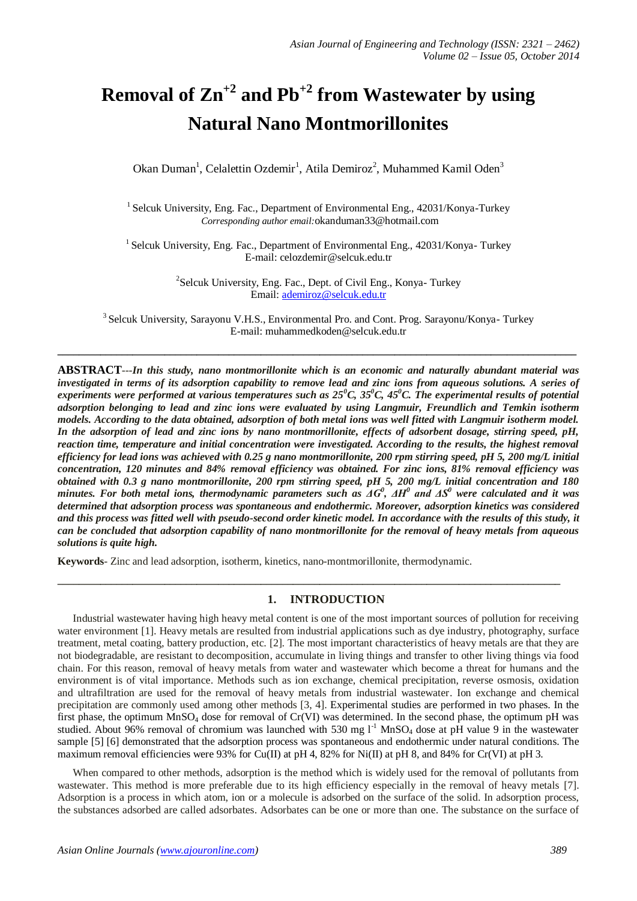# Removal of $Zn^{+2}$ and $Pb^{+2}$ from Wastewater by using Natural Nano Montmorillonites

Okan Duman[1], Celalettin Ozdemir[1], Atila Demiroz[2], Muhammed Kamil Oden[3]

[1] Selcuk University, Eng. Fac., Department of Environmental Eng., 42031/Konya-Turkey
*Corresponding author email:* okanduman33@hotmail.com

[1] Selcuk University, Eng. Fac., Department of Environmental Eng., 42031/Konya- Turkey
E-mail: celozdemir@selcuk.edu.tr

[2] Selcuk University, Eng. Fac., Dept. of Civil Eng., Konya- Turkey
Email: ademiroz@selcuk.edu.tr

[3] Selcuk University, Sarayonu V.H.S., Environmental Pro. and Cont. Prog. Sarayonu/Konya- Turkey
E-mail: muhammedkoden@selcuk.edu.tr

---

**ABSTRACT**---***In this study, nano montmorillonite which is an economic and naturally abundant material was investigated in terms of its adsorption capability to remove lead and zinc ions from aqueous solutions. A series of experiments were performed at various temperatures such as 25$^0$C, 35$^0$C, 45$^0$C. The experimental results of potential adsorption belonging to lead and zinc ions were evaluated by using Langmuir, Freundlich and Temkin isotherm models. According to the data obtained, adsorption of both metal ions was well fitted with Langmuir isotherm model. In the adsorption of lead and zinc ions by nano montmorillonite, effects of adsorbent dosage, stirring speed, pH, reaction time, temperature and initial concentration were investigated. According to the results, the highest removal efficiency for lead ions was achieved with 0.25 g nano montmorillonite, 200 rpm stirring speed, pH 5, 200 mg/L initial concentration, 120 minutes and 84% removal efficiency was obtained. For zinc ions, 81% removal efficiency was obtained with 0.3 g nano montmorillonite, 200 rpm stirring speed, pH 5, 200 mg/L initial concentration and 180 minutes. For both metal ions, thermodynamic parameters such as $\Delta G^0$, $\Delta H^0$ and $\Delta S^0$ were calculated and it was determined that adsorption process was spontaneous and endothermic. Moreover, adsorption kinetics was considered and this process was fitted well with pseudo-second order kinetic model. In accordance with the results of this study, it can be concluded that adsorption capability of nano montmorillonite for the removal of heavy metals from aqueous solutions is quite high.***

**Keywords**- Zinc and lead adsorption, isotherm, kinetics, nano-montmorillonite, thermodynamic.

---

## 1. INTRODUCTION

Industrial wastewater having high heavy metal content is one of the most important sources of pollution for receiving water environment [1]. Heavy metals are resulted from industrial applications such as dye industry, photography, surface treatment, metal coating, battery production, etc. [2]. The most important characteristics of heavy metals are that they are not biodegradable, are resistant to decomposition, accumulate in living things and transfer to other living things via food chain. For this reason, removal of heavy metals from water and wastewater which become a threat for humans and the environment is of vital importance. Methods such as ion exchange, chemical precipitation, reverse osmosis, oxidation and ultrafiltration are used for the removal of heavy metals from industrial wastewater. Ion exchange and chemical precipitation are commonly used among other methods [3, 4]. Experimental studies are performed in two phases. In the first phase, the optimum $MnSO_4$ dose for removal of Cr(VI) was determined. In the second phase, the optimum pH was studied. About 96% removal of chromium was launched with 530 mg $l^{-1}$ $MnSO_4$ dose at pH value 9 in the wastewater sample [5] [6] demonstrated that the adsorption process was spontaneous and endothermic under natural conditions. The maximum removal efficiencies were 93% for Cu(II) at pH 4, 82% for Ni(II) at pH 8, and 84% for Cr(VI) at pH 3.

When compared to other methods, adsorption is the method which is widely used for the removal of pollutants from wastewater. This method is more preferable due to its high efficiency especially in the removal of heavy metals [7]. Adsorption is a process in which atom, ion or a molecule is adsorbed on the surface of the solid. In adsorption process, the substances adsorbed are called adsorbates. Adsorbates can be one or more than one. The substance on the surface of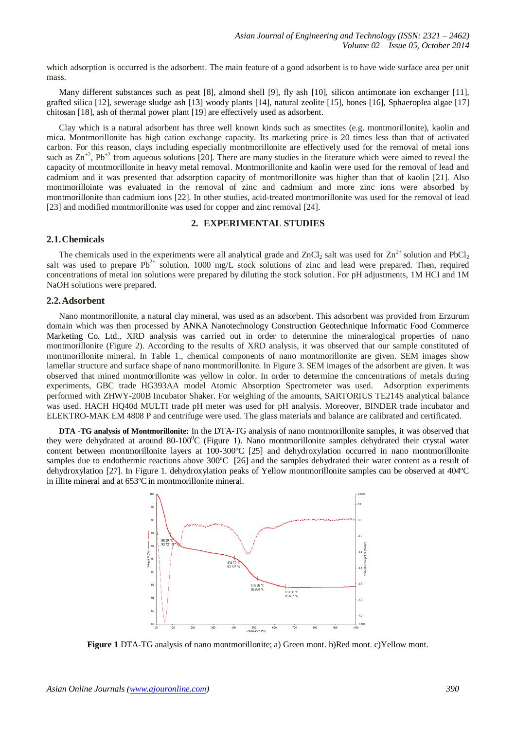which adsorption is occurred is the adsorbent. The main feature of a good adsorbent is to have wide surface area per unit mass.

Many different substances such as peat [8], almond shell [9], fly ash [10], silicon antimonate ion exchanger [11], grafted silica [12], sewerage sludge ash [13] woody plants [14], natural zeolite [15], bones [16], Sphaeroplea algae [17] chitosan [18], ash of thermal power plant [19] are effectively used as adsorbent.

Clay which is a natural adsorbent has three well known kinds such as smectites (e.g. montmorillonite), kaolin and mica. Montmorillonite has high cation exchange capacity. Its marketing price is 20 times less than that of activated carbon. For this reason, clays including especially montmorillonite are effectively used for the removal of metal ions such as $Zn^{+2}$, $Pb^{+2}$ from aqueous solutions [20]. There are many studies in the literature which were aimed to reveal the capacity of montmorillonite in heavy metal removal. Montmorillonite and kaolin were used for the removal of lead and cadmium and it was presented that adsorption capacity of montmorillonite was higher than that of kaolin [21]. Also montmorillointe was evaluated in the removal of zinc and cadmium and more zinc ions were absorbed by montmorillonite than cadmium ions [22]. In other studies, acid-treated montmorillonite was used for the removal of lead [23] and modified montmorillonite was used for copper and zinc removal [24].

## 2. EXPERIMENTAL STUDIES

### 2.1. Chemicals

The chemicals used in the experiments were all analytical grade and $ZnCl_2$ salt was used for $Zn^{2+}$ solution and $PbCl_2$ salt was used to prepare $Pb^{2+}$ solution. 1000 mg/L stock solutions of zinc and lead were prepared. Then, required concentrations of metal ion solutions were prepared by diluting the stock solution. For pH adjustments, 1M HCI and 1M NaOH solutions were prepared.

### 2.2. Adsorbent

Nano montmorillonite, a natural clay mineral, was used as an adsorbent. This adsorbent was provided from Erzurum domain which was then processed by ANKA Nanotechnology Construction Geotechnique Informatic Food Commerce Marketing Co. Ltd., XRD analysis was carried out in order to determine the mineralogical properties of nano montmorillonite (Figure 2). According to the results of XRD analysis, it was observed that our sample constituted of montmorillonite mineral. In Table 1., chemical components of nano montmorillonite are given. SEM images show lamellar structure and surface shape of nano montmorillonite. In Figure 3. SEM images of the adsorbent are given. It was observed that mined montmorillonite was yellow in color. In order to determine the concentrations of metals during experiments, GBC trade HG393AA model Atomic Absorption Spectrometer was used. Adsorption experiments performed with ZHWY-200B Incubator Shaker. For weighing of the amounts, SARTORIUS TE214S analytical balance was used. HACH HQ40d MULTI trade pH meter was used for pH analysis. Moreover, BINDER trade incubator and ELEKTRO-MAK EM 4808 P and centrifuge were used. The glass materials and balance are calibrated and certificated.

**DTA -TG analysis of Montmorillonite:** In the DTA-TG analysis of nano montmorillonite samples, it was observed that they were dehydrated at around 80-100$^0$C (Figure 1). Nano montmorillonite samples dehydrated their crystal water content between montmorillonite layers at 100-300ºC [25] and dehydroxylation occurred in nano montmorillonite samples due to endothermic reactions above 300ºC [26] and the samples dehydrated their water content as a result of dehydroxylation [27]. In Figure 1. dehydroxylation peaks of Yellow montmorillonite samples can be observed at 404ºC in illite mineral and at 653ºC in montmorillonite mineral.

**Figure 1** DTA-TG analysis of nano montmorillonite; a) Green mont. b)Red mont. c)Yellow mont.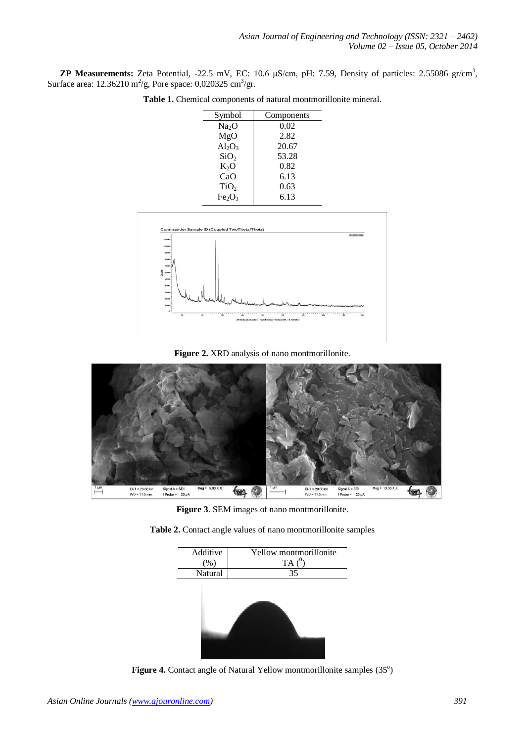**ZP Measurements:** Zeta Potential, -22.5 mV, EC: 10.6 μS/cm, pH: 7.59, Density of particles: 2.55086 gr/cm$^3$, Surface area: 12.36210 m$^2$/g, Pore space: 0,020325 cm$^3$/gr.

**Table 1.** Chemical components of natural montmorillonite mineral.

| Symbol | Components |
|---|---|
| $Na_2O$ | 0.02 |
| $MgO$ | 2.82 |
| $Al_2O_3$ | 20.67 |
| $SiO_2$ | 53.28 |
| $K_2O$ | 0.82 |
| $CaO$ | 6.13 |
| $TiO_2$ | 0.63 |
| $Fe_2O_3$ | 6.13 |

**Figure 2.** XRD analysis of nano montmorillonite.

**Figure 3**. SEM images of nano montmorillonite.

**Table 2.** Contact angle values of nano montmorillonite samples

| Additive (%) | Yellow montmorillonite TA ($^0$) |
|---|---|
| Natural | 35 |

**Figure 4.** Contact angle of Natural Yellow montmorillonite samples (35$^o$)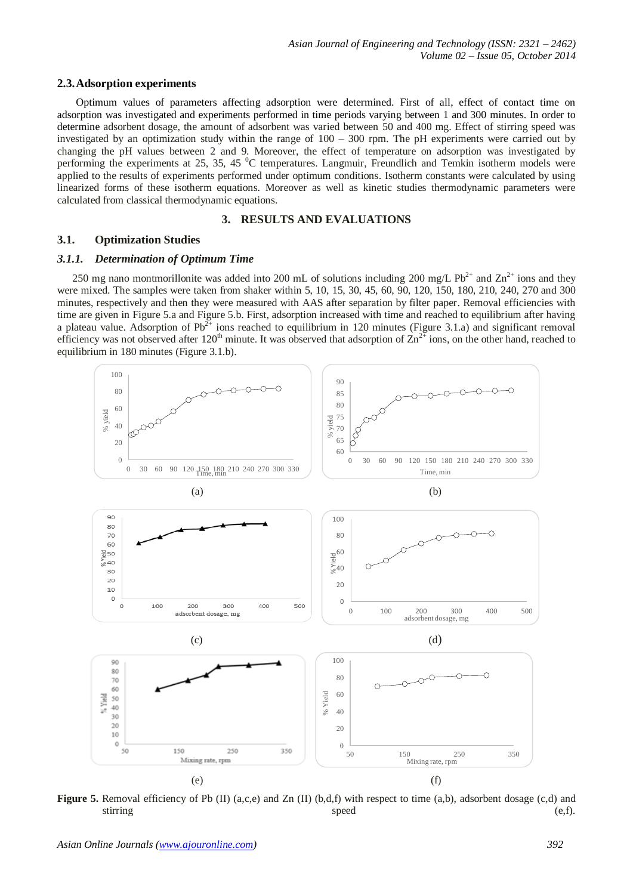### 2.3. Adsorption experiments

Optimum values of parameters affecting adsorption were determined. First of all, effect of contact time on adsorption was investigated and experiments performed in time periods varying between 1 and 300 minutes. In order to determine adsorbent dosage, the amount of adsorbent was varied between 50 and 400 mg. Effect of stirring speed was investigated by an optimization study within the range of 100 – 300 rpm. The pH experiments were carried out by changing the pH values between 2 and 9. Moreover, the effect of temperature on adsorption was investigated by performing the experiments at 25, 35, 45 $^0$C temperatures. Langmuir, Freundlich and Temkin isotherm models were applied to the results of experiments performed under optimum conditions. Isotherm constants were calculated by using linearized forms of these isotherm equations. Moreover as well as kinetic studies thermodynamic parameters were calculated from classical thermodynamic equations.

## 3. RESULTS AND EVALUATIONS

### 3.1. Optimization Studies

#### *3.1.1. Determination of Optimum Time*

250 mg nano montmorillonite was added into 200 mL of solutions including 200 mg/L $Pb^{2+}$ and $Zn^{2+}$ ions and they were mixed. The samples were taken from shaker within 5, 10, 15, 30, 45, 60, 90, 120, 150, 180, 210, 240, 270 and 300 minutes, respectively and then they were measured with AAS after separation by filter paper. Removal efficiencies with time are given in Figure 5.a and Figure 5.b. First, adsorption increased with time and reached to equilibrium after having a plateau value. Adsorption of $Pb^{2+}$ ions reached to equilibrium in 120 minutes (Figure 3.1.a) and significant removal efficiency was not observed after 120$^{th}$ minute. It was observed that adsorption of $Zn^{2+}$ ions, on the other hand, reached to equilibrium in 180 minutes (Figure 3.1.b).

(a) (b) (c) (d) (e) (f)

**Figure 5.** Removal efficiency of Pb (II) (a,c,e) and Zn (II) (b,d,f) with respect to time (a,b), adsorbent dosage (c,d) and stirring speed (e,f).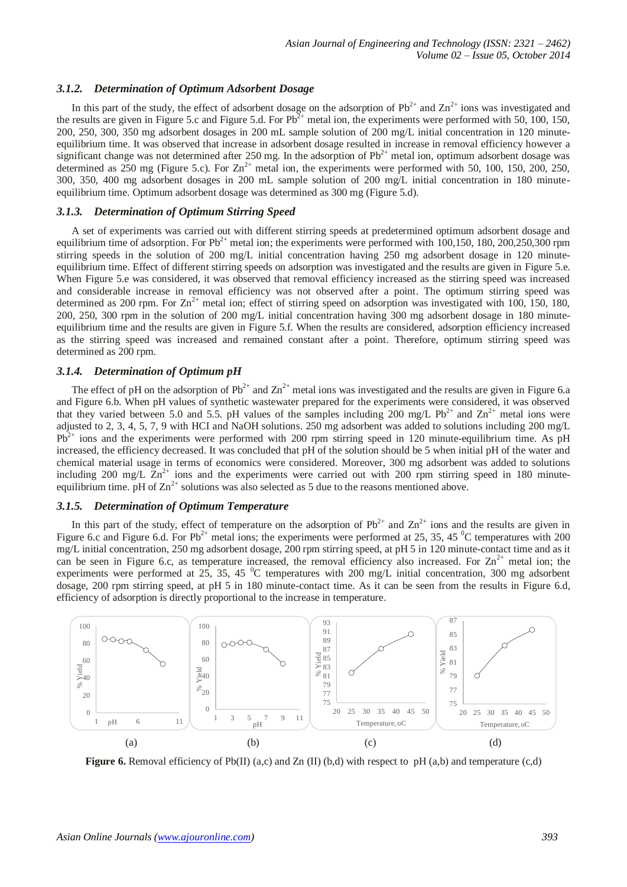### *3.1.2. Determination of Optimum Adsorbent Dosage*

In this part of the study, the effect of adsorbent dosage on the adsorption of $Pb^{2+}$ and $Zn^{2+}$ ions was investigated and the results are given in Figure 5.c and Figure 5.d. For $Pb^{2+}$ metal ion, the experiments were performed with 50, 100, 150, 200, 250, 300, 350 mg adsorbent dosages in 200 mL sample solution of 200 mg/L initial concentration in 120 minute-equilibrium time. It was observed that increase in adsorbent dosage resulted in increase in removal efficiency however a significant change was not determined after 250 mg. In the adsorption of $Pb^{2+}$ metal ion, optimum adsorbent dosage was determined as 250 mg (Figure 5.c). For $Zn^{2+}$ metal ion, the experiments were performed with 50, 100, 150, 200, 250, 300, 350, 400 mg adsorbent dosages in 200 mL sample solution of 200 mg/L initial concentration in 180 minute-equilibrium time. Optimum adsorbent dosage was determined as 300 mg (Figure 5.d).

### *3.1.3. Determination of Optimum Stirring Speed*

A set of experiments was carried out with different stirring speeds at predetermined optimum adsorbent dosage and equilibrium time of adsorption. For $Pb^{2+}$ metal ion; the experiments were performed with 100,150, 180, 200,250,300 rpm stirring speeds in the solution of 200 mg/L initial concentration having 250 mg adsorbent dosage in 120 minute-equilibrium time. Effect of different stirring speeds on adsorption was investigated and the results are given in Figure 5.e. When Figure 5.e was considered, it was observed that removal efficiency increased as the stirring speed was increased and considerable increase in removal efficiency was not observed after a point. The optimum stirring speed was determined as 200 rpm. For $Zn^{2+}$ metal ion; effect of stirring speed on adsorption was investigated with 100, 150, 180, 200, 250, 300 rpm in the solution of 200 mg/L initial concentration having 300 mg adsorbent dosage in 180 minute-equilibrium time and the results are given in Figure 5.f. When the results are considered, adsorption efficiency increased as the stirring speed was increased and remained constant after a point. Therefore, optimum stirring speed was determined as 200 rpm.

### *3.1.4. Determination of Optimum pH*

The effect of pH on the adsorption of $Pb^{2+}$ and $Zn^{2+}$ metal ions was investigated and the results are given in Figure 6.a and Figure 6.b. When pH values of synthetic wastewater prepared for the experiments were considered, it was observed that they varied between 5.0 and 5.5. pH values of the samples including 200 mg/L $Pb^{2+}$ and $Zn^{2+}$ metal ions were adjusted to 2, 3, 4, 5, 7, 9 with HCl and NaOH solutions. 250 mg adsorbent was added to solutions including 200 mg/L $Pb^{2+}$ ions and the experiments were performed with 200 rpm stirring speed in 120 minute-equilibrium time. As pH increased, the efficiency decreased. It was concluded that pH of the solution should be 5 when initial pH of the water and chemical material usage in terms of economics were considered. Moreover, 300 mg adsorbent was added to solutions including 200 mg/L $Zn^{2+}$ ions and the experiments were carried out with 200 rpm stirring speed in 180 minute-equilibrium time. pH of $Zn^{2+}$ solutions was also selected as 5 due to the reasons mentioned above.

### *3.1.5. Determination of Optimum Temperature*

In this part of the study, effect of temperature on the adsorption of $Pb^{2+}$ and $Zn^{2+}$ ions and the results are given in Figure 6.c and Figure 6.d. For $Pb^{2+}$ metal ions; the experiments were performed at 25, 35, 45 $^0$C temperatures with 200 mg/L initial concentration, 250 mg adsorbent dosage, 200 rpm stirring speed, at pH 5 in 120 minute-contact time and as it can be seen in Figure 6.c, as temperature increased, the removal efficiency also increased. For $Zn^{2+}$ metal ion; the experiments were performed at 25, 35, 45 $^0$C temperatures with 200 mg/L initial concentration, 300 mg adsorbent dosage, 200 rpm stirring speed, at pH 5 in 180 minute-contact time. As it can be seen from the results in Figure 6.d, efficiency of adsorption is directly proportional to the increase in temperature.

**Figure 6.** Removal efficiency of Pb(II) (a,c) and Zn (II) (b,d) with respect to pH (a,b) and temperature (c,d)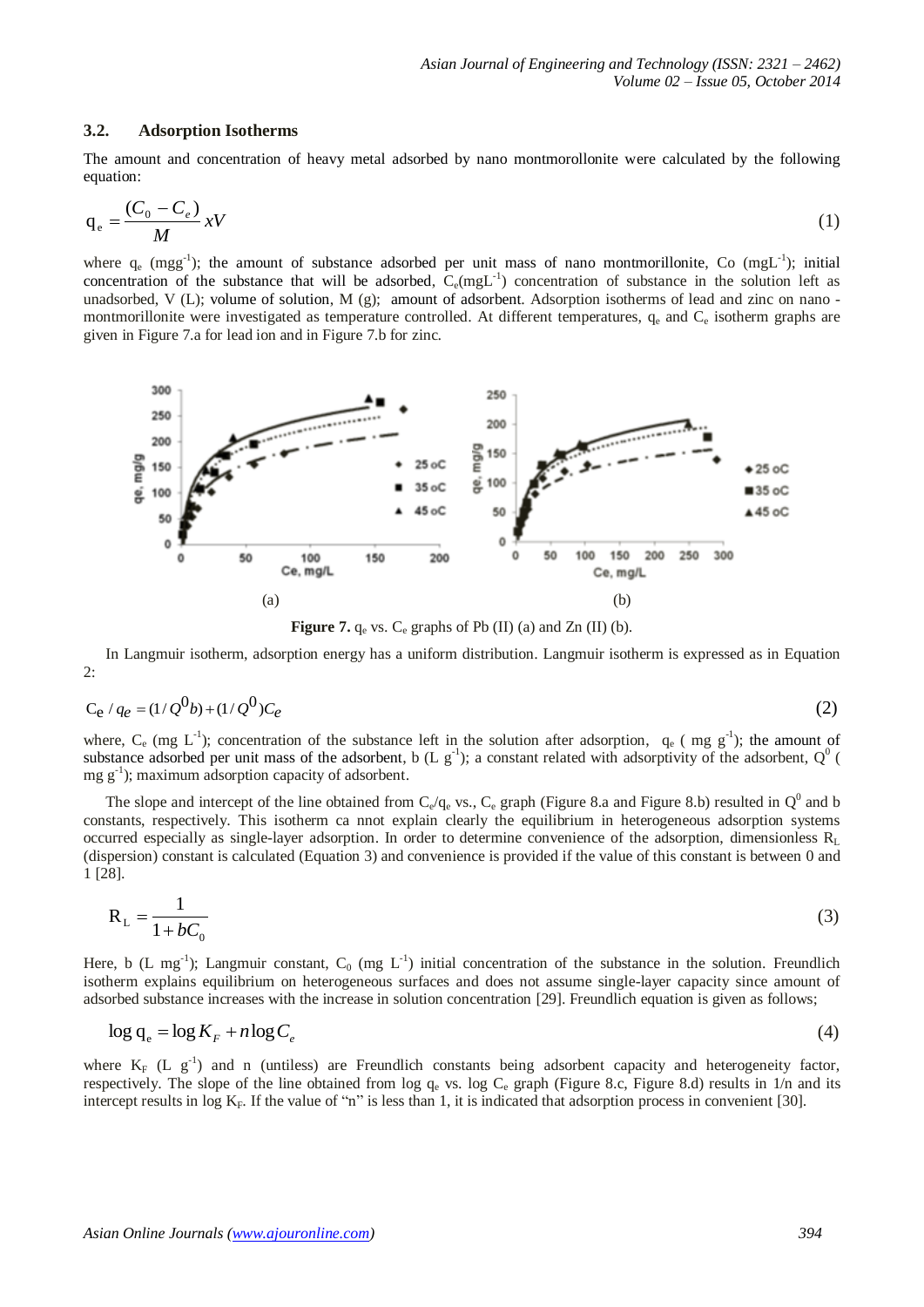## 3.2. Adsorption Isotherms

The amount and concentration of heavy metal adsorbed by nano montmorollonite were calculated by the following equation:

$$q_e = \frac{(C_0 - C_e)}{M} xV \tag{1}$$

where $q_e$ ($mgg^{-1}$); the amount of substance adsorbed per unit mass of nano montmorillonite, Co ($mgL^{-1}$); initial concentration of the substance that will be adsorbed, $C_e$($mgL^{-1}$) concentration of substance in the solution left as unadsorbed, V (L); volume of solution, M (g); amount of adsorbent. Adsorption isotherms of lead and zinc on nano - montmorillonite were investigated as temperature controlled. At different temperatures, $q_e$ and $C_e$ isotherm graphs are given in Figure 7.a for lead ion and in Figure 7.b for zinc.

(a) (b)

**Figure 7.** $q_e$ vs. $C_e$ graphs of Pb (II) (a) and Zn (II) (b).

In Langmuir isotherm, adsorption energy has a uniform distribution. Langmuir isotherm is expressed as in Equation 2:

$$C_e / q_e = (1/Q^0 b) + (1/Q^0) C_e \tag{2}$$

where, $C_e$ (mg $L^{-1}$); concentration of the substance left in the solution after adsorption, $q_e$ ( mg $g^{-1}$); the amount of substance adsorbed per unit mass of the adsorbent, b (L $g^{-1}$); a constant related with adsorptivity of the adsorbent, $Q^0$ ( mg $g^{-1}$); maximum adsorption capacity of adsorbent.

The slope and intercept of the line obtained from $C_e/q_e$ vs., $C_e$ graph (Figure 8.a and Figure 8.b) resulted in $Q^0$ and b constants, respectively. This isotherm ca nnot explain clearly the equilibrium in heterogeneous adsorption systems occurred especially as single-layer adsorption. In order to determine convenience of the adsorption, dimensionless $R_L$ (dispersion) constant is calculated (Equation 3) and convenience is provided if the value of this constant is between 0 and 1 [28].

$$R_L = \frac{1}{1 + bC_0} \tag{3}$$

Here, b (L $mg^{-1}$); Langmuir constant, $C_0$ (mg $L^{-1}$) initial concentration of the substance in the solution. Freundlich isotherm explains equilibrium on heterogeneous surfaces and does not assume single-layer capacity since amount of adsorbed substance increases with the increase in solution concentration [29]. Freundlich equation is given as follows;

$$\log q_e = \log K_F + n \log C_e \tag{4}$$

where $K_F$ (L $g^{-1}$) and n (untiless) are Freundlich constants being adsorbent capacity and heterogeneity factor, respectively. The slope of the line obtained from log $q_e$ vs. log $C_e$ graph (Figure 8.c, Figure 8.d) results in 1/n and its intercept results in log $K_F$. If the value of "n" is less than 1, it is indicated that adsorption process in convenient [30].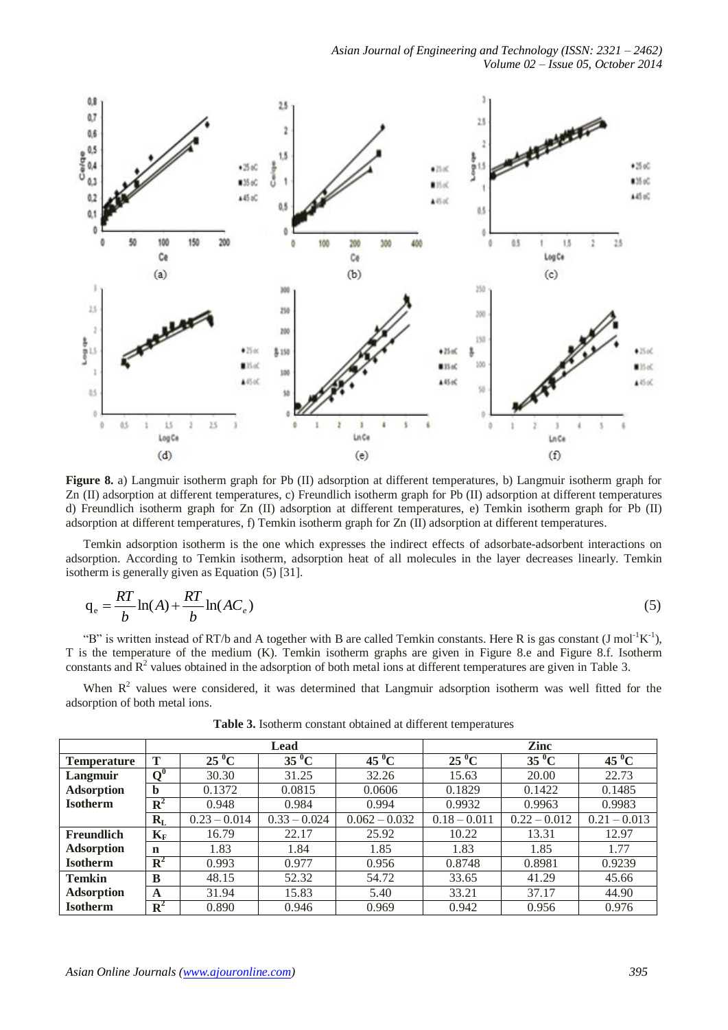**Figure 8.** a) Langmuir isotherm graph for Pb (II) adsorption at different temperatures, b) Langmuir isotherm graph for Zn (II) adsorption at different temperatures, c) Freundlich isotherm graph for Pb (II) adsorption at different temperatures d) Freundlich isotherm graph for Zn (II) adsorption at different temperatures, e) Temkin isotherm graph for Pb (II) adsorption at different temperatures, f) Temkin isotherm graph for Zn (II) adsorption at different temperatures.

Temkin adsorption isotherm is the one which expresses the indirect effects of adsorbate-adsorbent interactions on adsorption. According to Temkin isotherm, adsorption heat of all molecules in the layer decreases linearly. Temkin isotherm is generally given as Equation (5) [31].

$$q_e = \frac{RT}{b}\ln(A) + \frac{RT}{b}\ln(AC_e) \tag{5}$$

"B" is written instead of RT/b and A together with B are called Temkin constants. Here R is gas constant (J mol$^{-1}$K$^{-1}$), T is the temperature of the medium (K). Temkin isotherm graphs are given in Figure 8.e and Figure 8.f. Isotherm constants and $R^2$ values obtained in the adsorption of both metal ions at different temperatures are given in Table 3.

When $R^2$ values were considered, it was determined that Langmuir adsorption isotherm was well fitted for the adsorption of both metal ions.

**Table 3.** Isotherm constant obtained at different temperatures

| | | Lead | | | Zinc | | |
|---|---|---|---|---|---|---|---|
| **Temperature** | **T** | **25 $^0$C** | **35 $^0$C** | **45 $^0$C** | **25 $^0$C** | **35 $^0$C** | **45 $^0$C** |
| **Langmuir Adsorption Isotherm** | **$Q^0$** | 30.30 | 31.25 | 32.26 | 15.63 | 20.00 | 22.73 |
| | **b** | 0.1372 | 0.0815 | 0.0606 | 0.1829 | 0.1422 | 0.1485 |
| | **$R^2$** | 0.948 | 0.984 | 0.994 | 0.9932 | 0.9963 | 0.9983 |
| | **$R_L$** | 0.23 – 0.014 | 0.33 – 0.024 | 0.062 – 0.032 | 0.18 – 0.011 | 0.22 – 0.012 | 0.21 – 0.013 |
| **Freundlich Adsorption Isotherm** | **$K_F$** | 16.79 | 22.17 | 25.92 | 10.22 | 13.31 | 12.97 |
| | **n** | 1.83 | 1.84 | 1.85 | 1.83 | 1.85 | 1.77 |
| | **$R^2$** | 0.993 | 0.977 | 0.956 | 0.8748 | 0.8981 | 0.9239 |
| **Temkin Adsorption Isotherm** | **B** | 48.15 | 52.32 | 54.72 | 33.65 | 41.29 | 45.66 |
| | **A** | 31.94 | 15.83 | 5.40 | 33.21 | 37.17 | 44.90 |
| | **$R^2$** | 0.890 | 0.946 | 0.969 | 0.942 | 0.956 | 0.976 |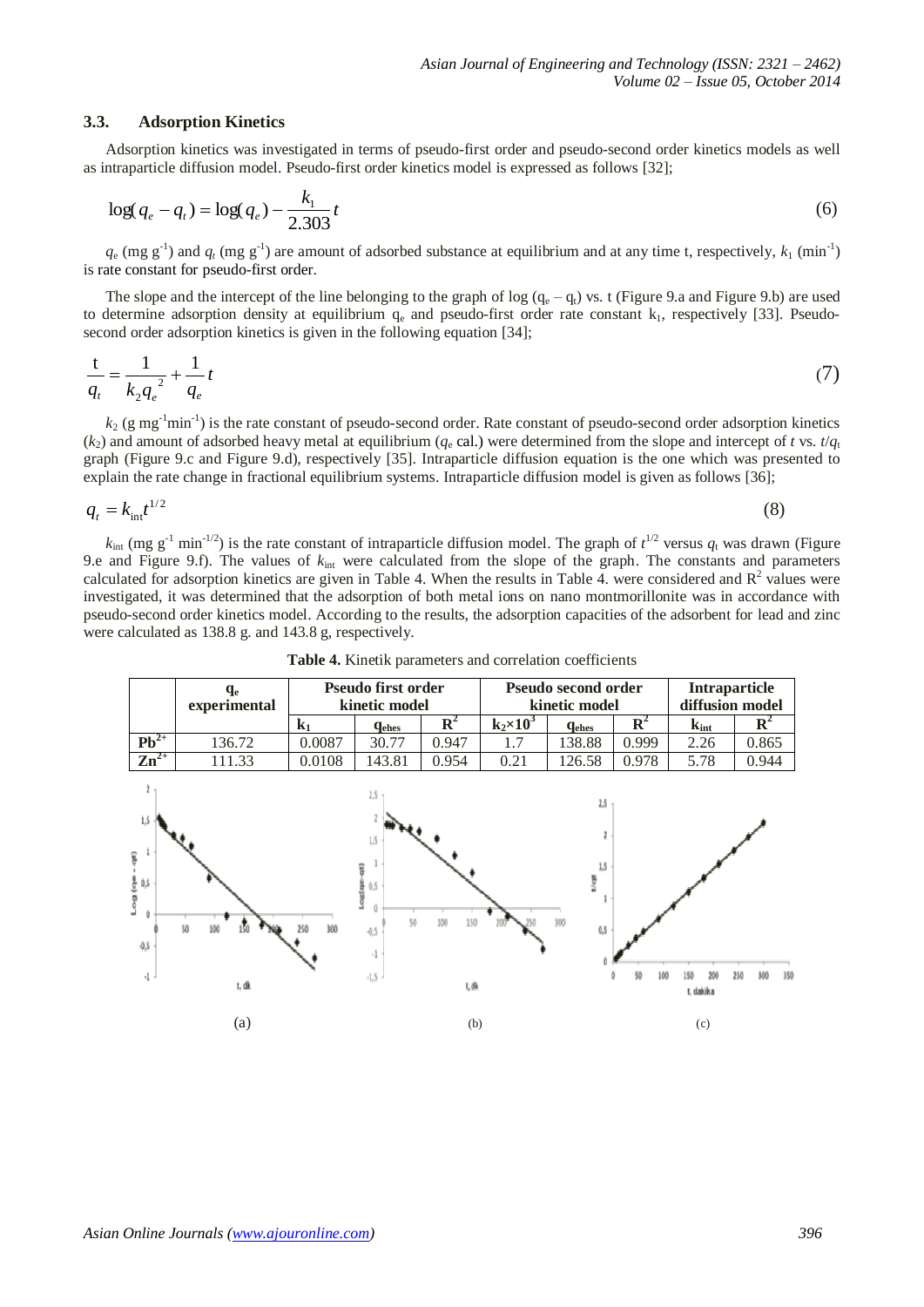### 3.3. Adsorption Kinetics

Adsorption kinetics was investigated in terms of pseudo-first order and pseudo-second order kinetics models as well as intraparticle diffusion model. Pseudo-first order kinetics model is expressed as follows [32];

$$\log(q_e - q_t) = \log(q_e) - \frac{k_1}{2.303}t \tag{6}$$

$q_e$ (mg g$^{-1}$) and $q_t$ (mg g$^{-1}$) are amount of adsorbed substance at equilibrium and at any time t, respectively, $k_1$ (min$^{-1}$) is rate constant for pseudo-first order.

The slope and the intercept of the line belonging to the graph of log ($q_e$ – $q_t$) vs. t (Figure 9.a and Figure 9.b) are used to determine adsorption density at equilibrium $q_e$ and pseudo-first order rate constant $k_1$, respectively [33]. Pseudo-second order adsorption kinetics is given in the following equation [34];

$$\frac{t}{q_t} = \frac{1}{k_2 q_e^{\,2}} + \frac{1}{q_e}t \tag{7}$$

$k_2$ (g mg$^{-1}$min$^{-1}$) is the rate constant of pseudo-second order. Rate constant of pseudo-second order adsorption kinetics ($k_2$) and amount of adsorbed heavy metal at equilibrium ($q_e$ cal.) were determined from the slope and intercept of $t$ vs. $t/q_t$ graph (Figure 9.c and Figure 9.d), respectively [35]. Intraparticle diffusion equation is the one which was presented to explain the rate change in fractional equilibrium systems. Intraparticle diffusion model is given as follows [36];

$$q_t = k_{\text{int}} t^{1/2} \tag{8}$$

$k_{\text{int}}$ (mg g$^{-1}$ min$^{-1/2}$) is the rate constant of intraparticle diffusion model. The graph of $t^{1/2}$ versus $q_t$ was drawn (Figure 9.e and Figure 9.f). The values of $k_{\text{int}}$ were calculated from the slope of the graph. The constants and parameters calculated for adsorption kinetics are given in Table 4. When the results in Table 4. were considered and $R^2$ values were investigated, it was determined that the adsorption of both metal ions on nano montmorillonite was in accordance with pseudo-second order kinetics model. According to the results, the adsorption capacities of the adsorbent for lead and zinc were calculated as 138.8 g. and 143.8 g, respectively.

**Table 4.** Kinetik parameters and correlation coefficients

| | $q_e$ experimental | Pseudo first order kinetic model | | | Pseudo second order kinetic model | | | Intraparticle diffusion model | |
|---|---|---|---|---|---|---|---|---|---|
| | | $k_1$ | $q_{ehes}$ | $R^2$ | $k_2 \times 10^3$ | $q_{ehes}$ | $R^2$ | $k_{int}$ | $R^2$ |
| $Pb^{2+}$ | 136.72 | 0.0087 | 30.77 | 0.947 | 1.7 | 138.88 | 0.999 | 2.26 | 0.865 |
| $Zn^{2+}$ | 111.33 | 0.0108 | 143.81 | 0.954 | 0.21 | 126.58 | 0.978 | 5.78 | 0.944 |

(a) (b) (c)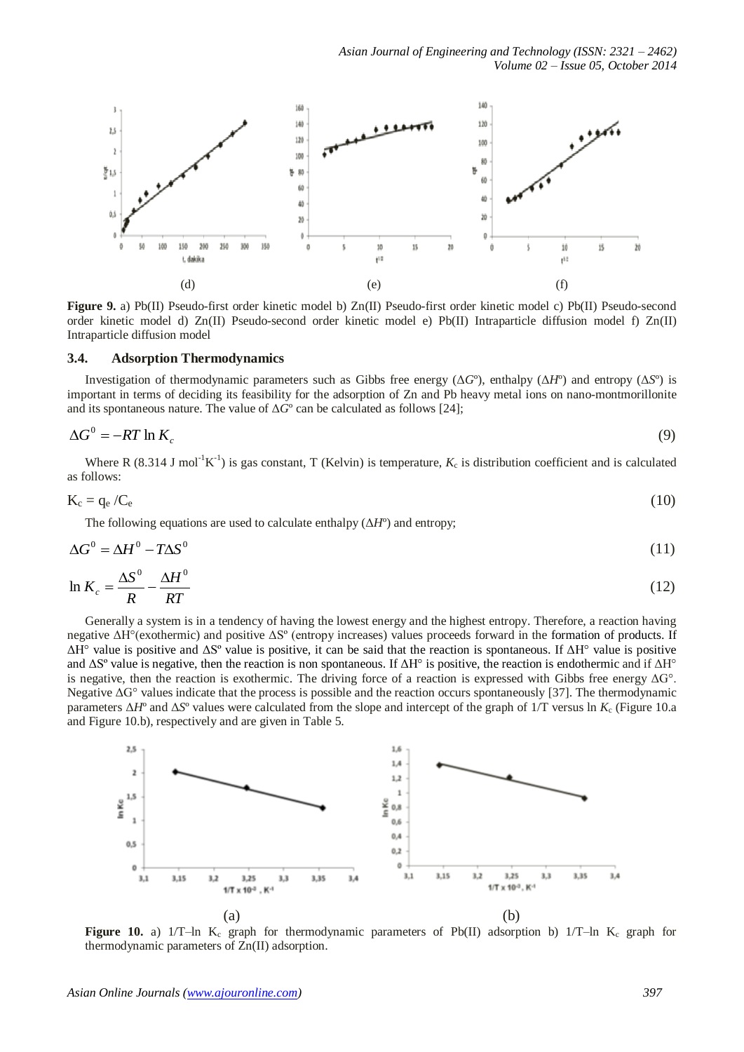(d) (e) (f)

**Figure 9.** a) Pb(II) Pseudo-first order kinetic model b) Zn(II) Pseudo-first order kinetic model c) Pb(II) Pseudo-second order kinetic model d) Zn(II) Pseudo-second order kinetic model e) Pb(II) Intraparticle diffusion model f) Zn(II) Intraparticle diffusion model

### 3.4. Adsorption Thermodynamics

Investigation of thermodynamic parameters such as Gibbs free energy ($\Delta G^o$), enthalpy ($\Delta H^o$) and entropy ($\Delta S^o$) is important in terms of deciding its feasibility for the adsorption of Zn and Pb heavy metal ions on nano-montmorillonite and its spontaneous nature. The value of $\Delta G^o$ can be calculated as follows [24];

$$\Delta G^0 = -RT \ln K_c \tag{9}$$

Where R (8.314 J $mol^{-1}K^{-1}$) is gas constant, T (Kelvin) is temperature, $K_c$ is distribution coefficient and is calculated as follows:

$$K_c = q_e / C_e \tag{10}$$

The following equations are used to calculate enthalpy ($\Delta H^o$) and entropy;

$$\Delta G^0 = \Delta H^0 - T\Delta S^0 \tag{11}$$

$$\ln K_c = \frac{\Delta S^0}{R} - \frac{\Delta H^0}{RT} \tag{12}$$

Generally a system is in a tendency of having the lowest energy and the highest entropy. Therefore, a reaction having negative ΔH°(exothermic) and positive ΔSº (entropy increases) values proceeds forward in the formation of products. If ΔH° value is positive and ΔSº value is positive, it can be said that the reaction is spontaneous. If ΔH° value is positive and ΔSº value is negative, then the reaction is non spontaneous. If ΔH° is positive, the reaction is endothermic and if ΔH° is negative, then the reaction is exothermic. The driving force of a reaction is expressed with Gibbs free energy ΔG°. Negative ΔG° values indicate that the process is possible and the reaction occurs spontaneously [37]. The thermodynamic parameters $\Delta H^o$ and $\Delta S^o$ values were calculated from the slope and intercept of the graph of 1/T versus ln $K_c$ (Figure 10.a and Figure 10.b), respectively and are given in Table 5.

(a) (b)

**Figure 10.** a) 1/T–ln $K_c$ graph for thermodynamic parameters of Pb(II) adsorption b) 1/T–ln $K_c$ graph for thermodynamic parameters of Zn(II) adsorption.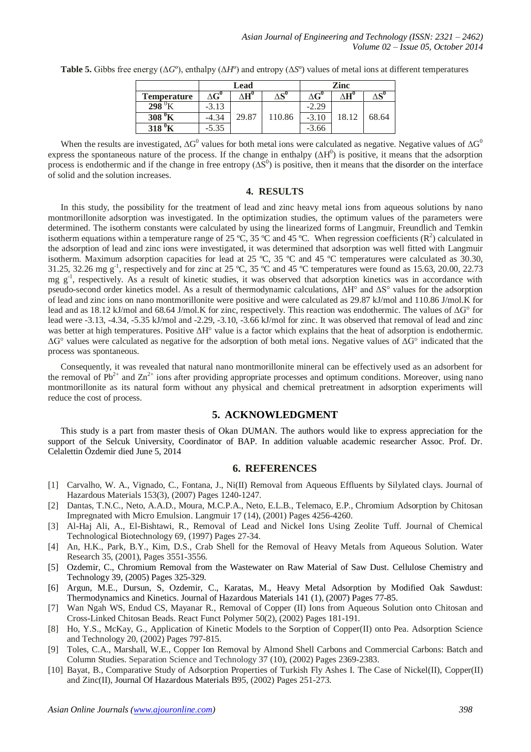**Table 5.** Gibbs free energy (Δ*G*º), enthalpy (Δ*H*º) and entropy (Δ*S*º) values of metal ions at different temperatures

| | Lead | | | Zinc | | |
|---|---|---|---|---|---|---|
| **Temperature** | $\Delta G^0$ | $\Delta H^0$ | $\Delta S^0$ | $\Delta G^0$ | $\Delta H^0$ | $\Delta S^0$ |
| **298 ⁰K** | -3.13 | 29.87 | 110.86 | -2.29 | 18.12 | 68.64 |
| **308 ⁰K** | -4.34 | | | -3.10 | | |
| **318 ⁰K** | -5.35 | | | -3.66 | | |

When the results are investigated, $\Delta G^0$ values for both metal ions were calculated as negative. Negative values of $\Delta G^0$ express the spontaneous nature of the process. If the change in enthalpy ($\Delta H^0$) is positive, it means that the adsorption process is endothermic and if the change in free entropy ($\Delta S^0$) is positive, then it means that the disorder on the interface of solid and the solution increases.

## 4. RESULTS

In this study, the possibility for the treatment of lead and zinc heavy metal ions from aqueous solutions by nano montmorillonite adsorption was investigated. In the optimization studies, the optimum values of the parameters were determined. The isotherm constants were calculated by using the linearized forms of Langmuir, Freundlich and Temkin isotherm equations within a temperature range of 25 ºC, 35 ºC and 45 ºC. When regression coefficients ($R^2$) calculated in the adsorption of lead and zinc ions were investigated, it was determined that adsorption was well fitted with Langmuir isotherm. Maximum adsorption capacities for lead at 25 ºC, 35 ºC and 45 ºC temperatures were calculated as 30.30, 31.25, 32.26 mg $g^{-1}$, respectively and for zinc at 25 ºC, 35 ºC and 45 ºC temperatures were found as 15.63, 20.00, 22.73 mg $g^{-1}$, respectively. As a result of kinetic studies, it was observed that adsorption kinetics was in accordance with pseudo-second order kinetics model. As a result of thermodynamic calculations, ΔH° and ΔS° values for the adsorption of lead and zinc ions on nano montmorillonite were positive and were calculated as 29.87 kJ/mol and 110.86 J/mol.K for lead and as 18.12 kJ/mol and 68.64 J/mol.K for zinc, respectively. This reaction was endothermic. The values of ΔG° for lead were -3.13, -4.34, -5.35 kJ/mol and -2.29, -3.10, -3.66 kJ/mol for zinc. It was observed that removal of lead and zinc was better at high temperatures. Positive ΔH° value is a factor which explains that the heat of adsorption is endothermic. ΔG° values were calculated as negative for the adsorption of both metal ions. Negative values of ΔG° indicated that the process was spontaneous.

Consequently, it was revealed that natural nano montmorillonite mineral can be effectively used as an adsorbent for the removal of $Pb^{2+}$ and $Zn^{2+}$ ions after providing appropriate processes and optimum conditions. Moreover, using nano montmorillonite as its natural form without any physical and chemical pretreatment in adsorption experiments will reduce the cost of process.

## 5. ACKNOWLEDGMENT

This study is a part from master thesis of Okan DUMAN. The authors would like to express appreciation for the support of the Selcuk University, Coordinator of BAP. In addition valuable academic researcher Assoc. Prof. Dr. Celalettin Özdemir died June 5, 2014

## 6. REFERENCES

[1] Carvalho, W. A., Vignado, C., Fontana, J., Ni(II) Removal from Aqueous Effluents by Silylated clays. Journal of Hazardous Materials 153(3), (2007) Pages 1240-1247.

[2] Dantas, T.N.C., Neto, A.A.D., Moura, M.C.P.A., Neto, E.L.B., Telemaco, E.P., Chromium Adsorption by Chitosan Impregnated with Micro Emulsion. Langmuir 17 (14), (2001) Pages 4256-4260.

[3] Al-Haj Ali, A., El-Bishtawi, R., Removal of Lead and Nickel Ions Using Zeolite Tuff. Journal of Chemical Technological Biotechnology 69, (1997) Pages 27-34.

[4] An, H.K., Park, B.Y., Kim, D.S., Crab Shell for the Removal of Heavy Metals from Aqueous Solution. Water Research 35, (2001), Pages 3551-3556.

[5] Ozdemir, C., Chromium Removal from the Wastewater on Raw Material of Saw Dust. Cellulose Chemistry and Technology 39, (2005) Pages 325-329.

[6] Argun, M.E., Dursun, S, Ozdemir, C., Karatas, M., Heavy Metal Adsorption by Modified Oak Sawdust: Thermodynamics and Kinetics. Journal of Hazardous Materials 141 (1), (2007) Pages 77-85.

[7] Wan Ngah WS, Endud CS, Mayanar R., Removal of Copper (II) Ions from Aqueous Solution onto Chitosan and Cross-Linked Chitosan Beads. React Funct Polymer 50(2), (2002) Pages 181-191.

[8] Ho, Y.S., McKay, G., Application of Kinetic Models to the Sorption of Copper(II) onto Pea. Adsorption Science and Technology 20, (2002) Pages 797-815.

[9] Toles, C.A., Marshall, W.E., Copper Ion Removal by Almond Shell Carbons and Commercial Carbons: Batch and Column Studies. Separation Science and Technology 37 (10), (2002) Pages 2369-2383.

[10] Bayat, B., Comparative Study of Adsorption Properties of Turkish Fly Ashes I. The Case of Nickel(II), Copper(II) and Zinc(II), Journal Of Hazardous Materials B95, (2002) Pages 251-273.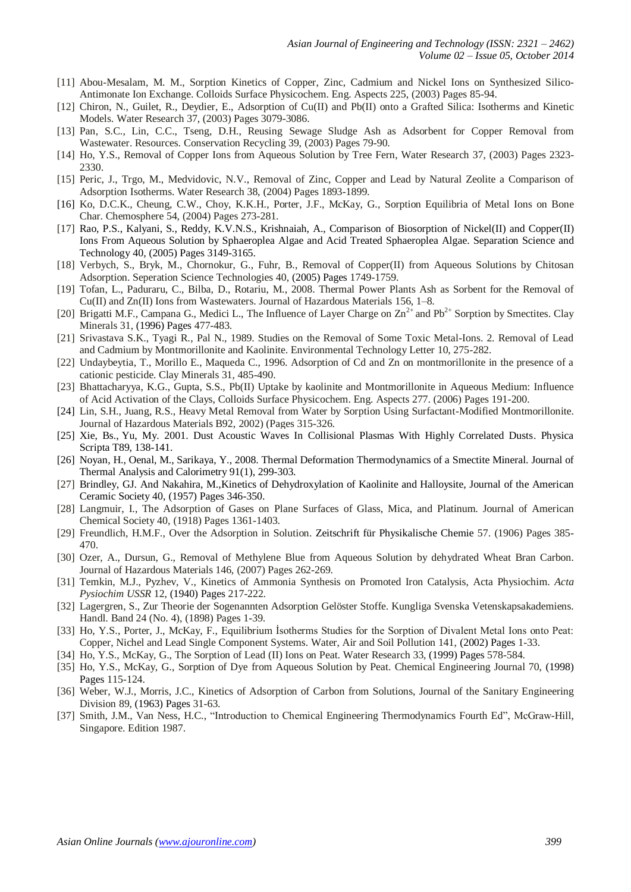[11] Abou-Mesalam, M. M., Sorption Kinetics of Copper, Zinc, Cadmium and Nickel Ions on Synthesized Silico-Antimonate Ion Exchange. Colloids Surface Physicochem. Eng. Aspects 225, (2003) Pages 85-94.

[12] Chiron, N., Guilet, R., Deydier, E., Adsorption of Cu(II) and Pb(II) onto a Grafted Silica: Isotherms and Kinetic Models. Water Research 37, (2003) Pages 3079-3086.

[13] Pan, S.C., Lin, C.C., Tseng, D.H., Reusing Sewage Sludge Ash as Adsorbent for Copper Removal from Wastewater. Resources. Conservation Recycling 39, (2003) Pages 79-90.

[14] Ho, Y.S., Removal of Copper Ions from Aqueous Solution by Tree Fern, Water Research 37, (2003) Pages 2323-2330.

[15] Peric, J., Trgo, M., Medvidovic, N.V., Removal of Zinc, Copper and Lead by Natural Zeolite a Comparison of Adsorption Isotherms. Water Research 38, (2004) Pages 1893-1899.

[16] Ko, D.C.K., Cheung, C.W., Choy, K.K.H., Porter, J.F., McKay, G., Sorption Equilibria of Metal Ions on Bone Char. Chemosphere 54, (2004) Pages 273-281.

[17] Rao, P.S., Kalyani, S., Reddy, K.V.N.S., Krishnaiah, A., Comparison of Biosorption of Nickel(II) and Copper(II) Ions From Aqueous Solution by Sphaeroplea Algae and Acid Treated Sphaeroplea Algae. Separation Science and Technology 40, (2005) Pages 3149-3165.

[18] Verbych, S., Bryk, M., Chornokur, G., Fuhr, B., Removal of Copper(II) from Aqueous Solutions by Chitosan Adsorption. Seperation Science Technologies 40, (2005) Pages 1749-1759.

[19] Tofan, L., Paduraru, C., Bilba, D., Rotariu, M., 2008. Thermal Power Plants Ash as Sorbent for the Removal of Cu(II) and Zn(II) Ions from Wastewaters. Journal of Hazardous Materials 156, 1–8.

[20] Brigatti M.F., Campana G., Medici L., The Influence of Layer Charge on $Zn^{2+}$ and $Pb^{2+}$ Sorption by Smectites. Clay Minerals 31, (1996) Pages 477-483.

[21] Srivastava S.K., Tyagi R., Pal N., 1989. Studies on the Removal of Some Toxic Metal-Ions. 2. Removal of Lead and Cadmium by Montmorillonite and Kaolinite. Environmental Technology Letter 10, 275-282.

[22] Undaybeytia, T., Morillo E., Maqueda C., 1996. Adsorption of Cd and Zn on montmorillonite in the presence of a cationic pesticide. Clay Minerals 31, 485-490.

[23] Bhattacharyya, K.G., Gupta, S.S., Pb(II) Uptake by kaolinite and Montmorillonite in Aqueous Medium: Influence of Acid Activation of the Clays, Colloids Surface Physicochem. Eng. Aspects 277. (2006) Pages 191-200.

[24] Lin, S.H., Juang, R.S., Heavy Metal Removal from Water by Sorption Using Surfactant-Modified Montmorillonite. Journal of Hazardous Materials B92, 2002) (Pages 315-326.

[25] Xie, Bs., Yu, My. 2001. Dust Acoustic Waves In Collisional Plasmas With Highly Correlated Dusts. Physica Scripta T89, 138-141.

[26] Noyan, H., Oenal, M., Sarikaya, Y., 2008. Thermal Deformation Thermodynamics of a Smectite Mineral. Journal of Thermal Analysis and Calorimetry 91(1), 299-303.

[27] Brindley, GJ. And Nakahira, M.,Kinetics of Dehydroxylation of Kaolinite and Halloysite, Journal of the American Ceramic Society 40, (1957) Pages 346-350.

[28] Langmuir, I., The Adsorption of Gases on Plane Surfaces of Glass, Mica, and Platinum. Journal of American Chemical Society 40, (1918) Pages 1361-1403.

[29] Freundlich, H.M.F., Over the Adsorption in Solution. Zeitschrift für Physikalische Chemie 57. (1906) Pages 385-470.

[30] Ozer, A., Dursun, G., Removal of Methylene Blue from Aqueous Solution by dehydrated Wheat Bran Carbon. Journal of Hazardous Materials 146, (2007) Pages 262-269.

[31] Temkin, M.J., Pyzhev, V., Kinetics of Ammonia Synthesis on Promoted Iron Catalysis, Acta Physiochim. *Acta Pysiochim USSR* 12, (1940) Pages 217-222.

[32] Lagergren, S., Zur Theorie der Sogenannten Adsorption Gelöster Stoffe. Kungliga Svenska Vetenskapsakademiens. Handl. Band 24 (No. 4), (1898) Pages 1-39.

[33] Ho, Y.S., Porter, J., McKay, F., Equilibrium İsotherms Studies for the Sorption of Divalent Metal Ions onto Peat: Copper, Nichel and Lead Single Component Systems. Water, Air and Soil Pollution 141, (2002) Pages 1-33.

[34] Ho, Y.S., McKay, G., The Sorption of Lead (II) Ions on Peat. Water Research 33, (1999) Pages 578-584.

[35] Ho, Y.S., McKay, G., Sorption of Dye from Aqueous Solution by Peat. Chemical Engineering Journal 70, (1998) Pages 115-124.

[36] Weber, W.J., Morris, J.C., Kinetics of Adsorption of Carbon from Solutions, Journal of the Sanitary Engineering Division 89, (1963) Pages 31-63.

[37] Smith, J.M., Van Ness, H.C., "Introduction to Chemical Engineering Thermodynamics Fourth Ed", McGraw-Hill, Singapore. Edition 1987.